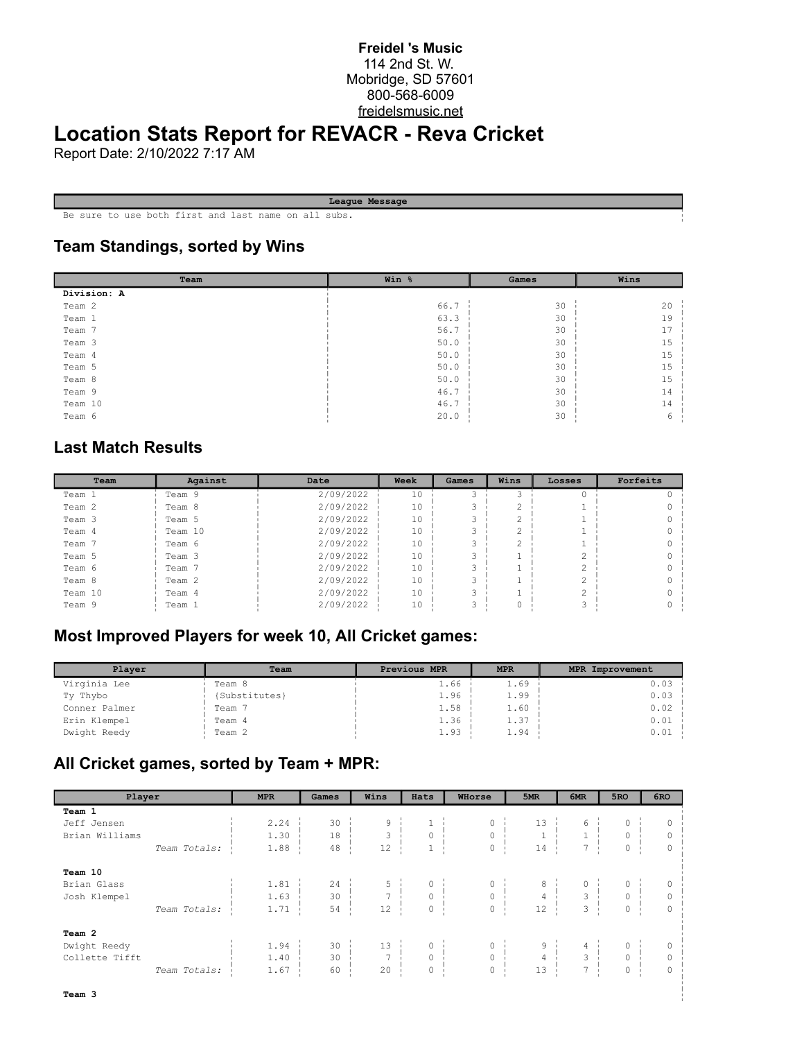**Freidel 's Music**
114 2nd St. W.
Mobridge, SD 57601
800-568-6009
freidelsmusic.net

# Location Stats Report for REVACR - Reva Cricket

Report Date: 2/10/2022 7:17 AM

| League Message |
|---|
| Be sure to use both first and last name on all subs. |

## Team Standings, sorted by Wins

| Team | Win % | Games | Wins |
|---|---|---|---|
| **Division: A** | | | |
| Team 2 | 66.7 | 30 | 20 |
| Team 1 | 63.3 | 30 | 19 |
| Team 7 | 56.7 | 30 | 17 |
| Team 3 | 50.0 | 30 | 15 |
| Team 4 | 50.0 | 30 | 15 |
| Team 5 | 50.0 | 30 | 15 |
| Team 8 | 50.0 | 30 | 15 |
| Team 9 | 46.7 | 30 | 14 |
| Team 10 | 46.7 | 30 | 14 |
| Team 6 | 20.0 | 30 | 6 |

## Last Match Results

| Team | Against | Date | Week | Games | Wins | Losses | Forfeits |
|---|---|---|---|---|---|---|---|
| Team 1 | Team 9 | 2/09/2022 | 10 | 3 | 3 | 0 | 0 |
| Team 2 | Team 8 | 2/09/2022 | 10 | 3 | 2 | 1 | 0 |
| Team 3 | Team 5 | 2/09/2022 | 10 | 3 | 2 | 1 | 0 |
| Team 4 | Team 10 | 2/09/2022 | 10 | 3 | 2 | 1 | 0 |
| Team 7 | Team 6 | 2/09/2022 | 10 | 3 | 2 | 1 | 0 |
| Team 5 | Team 3 | 2/09/2022 | 10 | 3 | 1 | 2 | 0 |
| Team 6 | Team 7 | 2/09/2022 | 10 | 3 | 1 | 2 | 0 |
| Team 8 | Team 2 | 2/09/2022 | 10 | 3 | 1 | 2 | 0 |
| Team 10 | Team 4 | 2/09/2022 | 10 | 3 | 1 | 2 | 0 |
| Team 9 | Team 1 | 2/09/2022 | 10 | 3 | 0 | 3 | 0 |

## Most Improved Players for week 10, All Cricket games:

| Player | Team | Previous MPR | MPR | MPR Improvement |
|---|---|---|---|---|
| Virginia Lee | Team 8 | 1.66 | 1.69 | 0.03 |
| Ty Thybo | {Substitutes} | 1.96 | 1.99 | 0.03 |
| Conner Palmer | Team 7 | 1.58 | 1.60 | 0.02 |
| Erin Klempel | Team 4 | 1.36 | 1.37 | 0.01 |
| Dwight Reedy | Team 2 | 1.93 | 1.94 | 0.01 |

## All Cricket games, sorted by Team + MPR:

| Player | MPR | Games | Wins | Hats | WHorse | 5MR | 6MR | 5RO | 6RO |
|---|---|---|---|---|---|---|---|---|---|
| **Team 1** | | | | | | | | | |
| Jeff Jensen | 2.24 | 30 | 9 | 1 | 0 | 13 | 6 | 0 | 0 |
| Brian Williams | 1.30 | 18 | 3 | 0 | 0 | 1 | 1 | 0 | 0 |
| *Team Totals:* | 1.88 | 48 | 12 | 1 | 0 | 14 | 7 | 0 | 0 |
| **Team 10** | | | | | | | | | |
| Brian Glass | 1.81 | 24 | 5 | 0 | 0 | 8 | 0 | 0 | 0 |
| Josh Klempel | 1.63 | 30 | 7 | 0 | 0 | 4 | 3 | 0 | 0 |
| *Team Totals:* | 1.71 | 54 | 12 | 0 | 0 | 12 | 3 | 0 | 0 |
| **Team 2** | | | | | | | | | |
| Dwight Reedy | 1.94 | 30 | 13 | 0 | 0 | 9 | 4 | 0 | 0 |
| Collette Tifft | 1.40 | 30 | 7 | 0 | 0 | 4 | 3 | 0 | 0 |
| *Team Totals:* | 1.67 | 60 | 20 | 0 | 0 | 13 | 7 | 0 | 0 |
| **Team 3** | | | | | | | | | |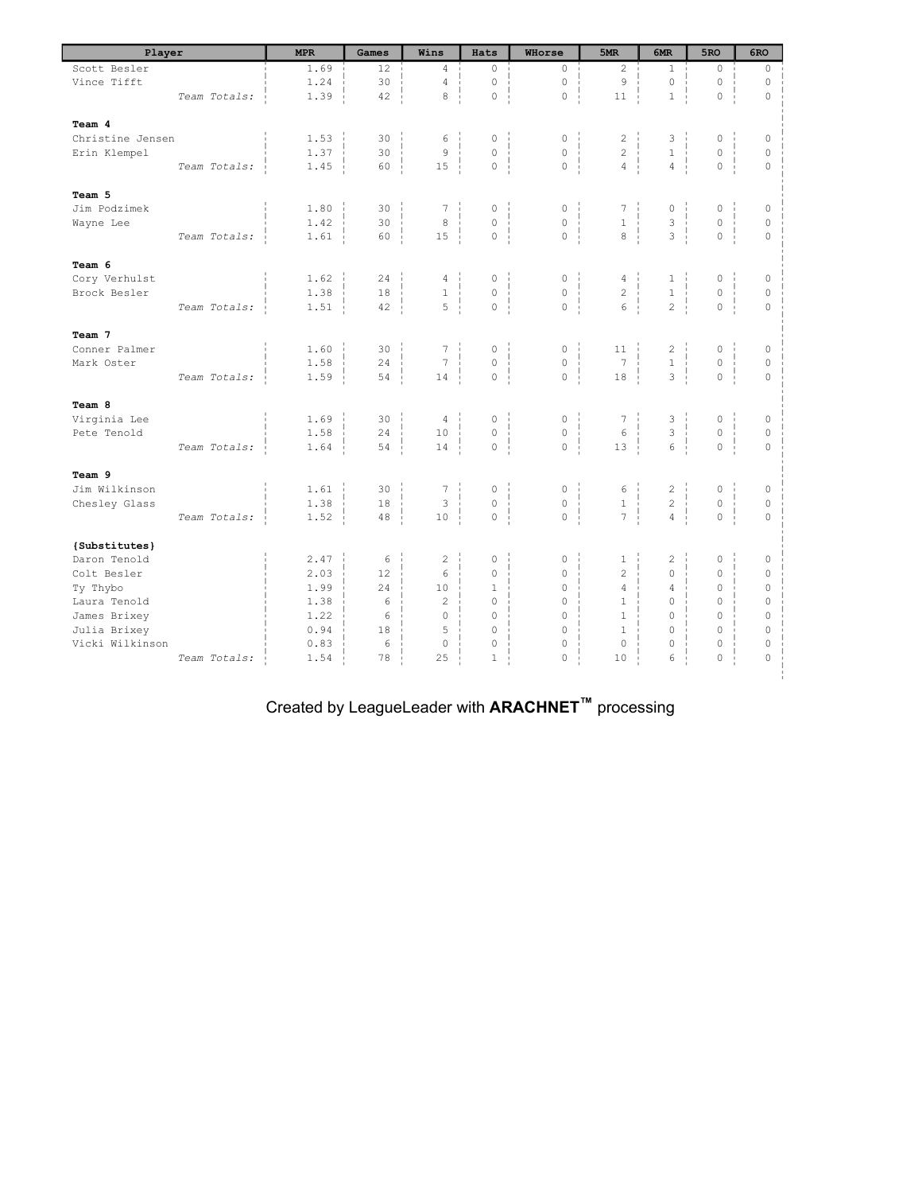| Player | MPR | Games | Wins | Hats | WHorse | 5MR | 6MR | 5RO | 6RO |
|---|---|---|---|---|---|---|---|---|---|
| Scott Besler | 1.69 | 12 | 4 | 0 | 0 | 2 | 1 | 0 | 0 |
| Vince Tifft | 1.24 | 30 | 4 | 0 | 0 | 9 | 0 | 0 | 0 |
| *Team Totals:* | 1.39 | 42 | 8 | 0 | 0 | 11 | 1 | 0 | 0 |
| **Team 4** | | | | | | | | | |
| Christine Jensen | 1.53 | 30 | 6 | 0 | 0 | 2 | 3 | 0 | 0 |
| Erin Klempel | 1.37 | 30 | 9 | 0 | 0 | 2 | 1 | 0 | 0 |
| *Team Totals:* | 1.45 | 60 | 15 | 0 | 0 | 4 | 4 | 0 | 0 |
| **Team 5** | | | | | | | | | |
| Jim Podzimek | 1.80 | 30 | 7 | 0 | 0 | 7 | 0 | 0 | 0 |
| Wayne Lee | 1.42 | 30 | 8 | 0 | 0 | 1 | 3 | 0 | 0 |
| *Team Totals:* | 1.61 | 60 | 15 | 0 | 0 | 8 | 3 | 0 | 0 |
| **Team 6** | | | | | | | | | |
| Cory Verhulst | 1.62 | 24 | 4 | 0 | 0 | 4 | 1 | 0 | 0 |
| Brock Besler | 1.38 | 18 | 1 | 0 | 0 | 2 | 1 | 0 | 0 |
| *Team Totals:* | 1.51 | 42 | 5 | 0 | 0 | 6 | 2 | 0 | 0 |
| **Team 7** | | | | | | | | | |
| Conner Palmer | 1.60 | 30 | 7 | 0 | 0 | 11 | 2 | 0 | 0 |
| Mark Oster | 1.58 | 24 | 7 | 0 | 0 | 7 | 1 | 0 | 0 |
| *Team Totals:* | 1.59 | 54 | 14 | 0 | 0 | 18 | 3 | 0 | 0 |
| **Team 8** | | | | | | | | | |
| Virginia Lee | 1.69 | 30 | 4 | 0 | 0 | 7 | 3 | 0 | 0 |
| Pete Tenold | 1.58 | 24 | 10 | 0 | 0 | 6 | 3 | 0 | 0 |
| *Team Totals:* | 1.64 | 54 | 14 | 0 | 0 | 13 | 6 | 0 | 0 |
| **Team 9** | | | | | | | | | |
| Jim Wilkinson | 1.61 | 30 | 7 | 0 | 0 | 6 | 2 | 0 | 0 |
| Chesley Glass | 1.38 | 18 | 3 | 0 | 0 | 1 | 2 | 0 | 0 |
| *Team Totals:* | 1.52 | 48 | 10 | 0 | 0 | 7 | 4 | 0 | 0 |
| **{Substitutes}** | | | | | | | | | |
| Daron Tenold | 2.47 | 6 | 2 | 0 | 0 | 1 | 2 | 0 | 0 |
| Colt Besler | 2.03 | 12 | 6 | 0 | 0 | 2 | 0 | 0 | 0 |
| Ty Thybo | 1.99 | 24 | 10 | 1 | 0 | 4 | 4 | 0 | 0 |
| Laura Tenold | 1.38 | 6 | 2 | 0 | 0 | 1 | 0 | 0 | 0 |
| James Brixey | 1.22 | 6 | 0 | 0 | 0 | 1 | 0 | 0 | 0 |
| Julia Brixey | 0.94 | 18 | 5 | 0 | 0 | 1 | 0 | 0 | 0 |
| Vicki Wilkinson | 0.83 | 6 | 0 | 0 | 0 | 0 | 0 | 0 | 0 |
| *Team Totals:* | 1.54 | 78 | 25 | 1 | 0 | 10 | 6 | 0 | 0 |

Created by LeagueLeader with **ARACHNET™** processing